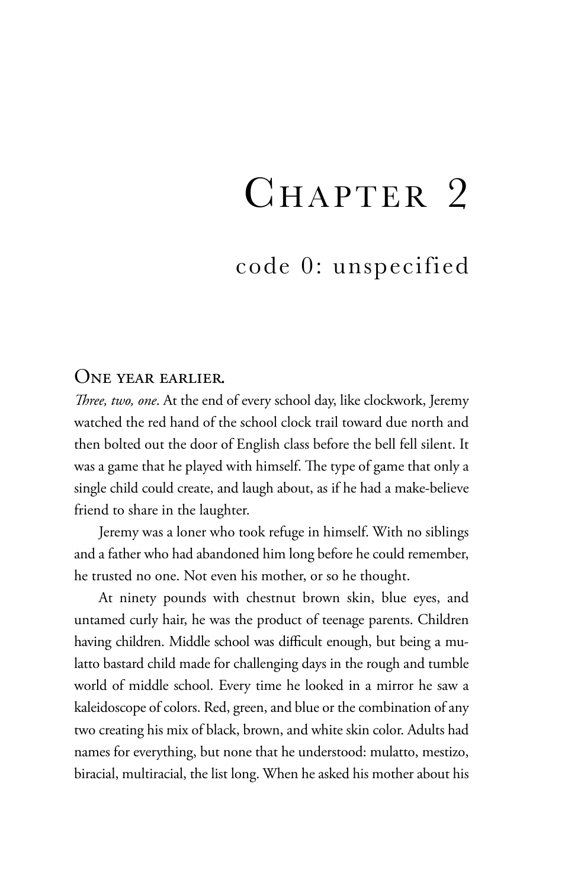# Chapter 2

## code 0: unspecified

**One year earlier.**

*Three, two, one*. At the end of every school day, like clockwork, Jeremy watched the red hand of the school clock trail toward due north and then bolted out the door of English class before the bell fell silent. It was a game that he played with himself. The type of game that only a single child could create, and laugh about, as if he had a make-believe friend to share in the laughter.

Jeremy was a loner who took refuge in himself. With no siblings and a father who had abandoned him long before he could remember, he trusted no one. Not even his mother, or so he thought.

At ninety pounds with chestnut brown skin, blue eyes, and untamed curly hair, he was the product of teenage parents. Children having children. Middle school was difficult enough, but being a mulatto bastard child made for challenging days in the rough and tumble world of middle school. Every time he looked in a mirror he saw a kaleidoscope of colors. Red, green, and blue or the combination of any two creating his mix of black, brown, and white skin color. Adults had names for everything, but none that he understood: mulatto, mestizo, biracial, multiracial, the list long. When he asked his mother about his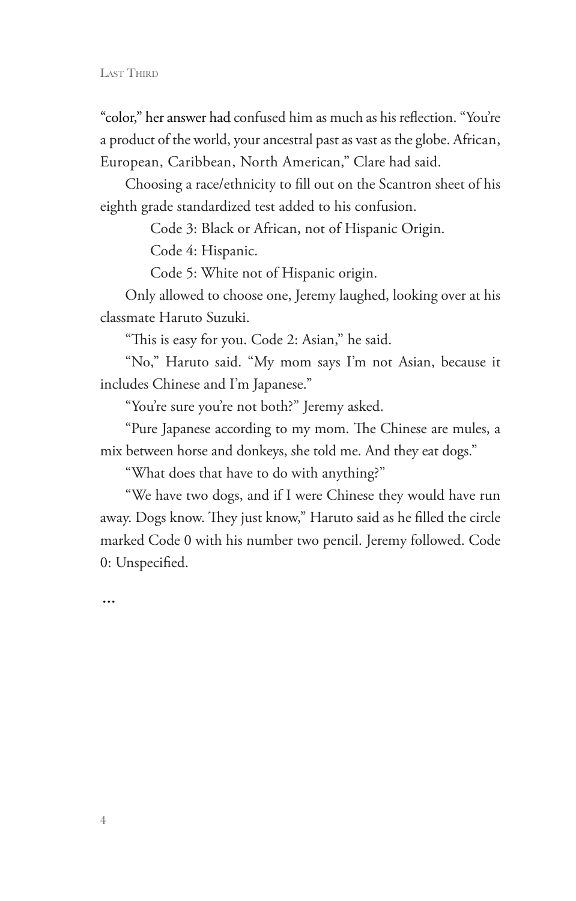"color," her answer had confused him as much as his reflection. "You're a product of the world, your ancestral past as vast as the globe. African, European, Caribbean, North American," Clare had said.

Choosing a race/ethnicity to fill out on the Scantron sheet of his eighth grade standardized test added to his confusion.

Code 3: Black or African, not of Hispanic Origin.

Code 4: Hispanic.

Code 5: White not of Hispanic origin.

Only allowed to choose one, Jeremy laughed, looking over at his classmate Haruto Suzuki.

"This is easy for you. Code 2: Asian," he said.

"No," Haruto said. "My mom says I'm not Asian, because it includes Chinese and I'm Japanese."

"You're sure you're not both?" Jeremy asked.

"Pure Japanese according to my mom. The Chinese are mules, a mix between horse and donkeys, she told me. And they eat dogs."

"What does that have to do with anything?"

"We have two dogs, and if I were Chinese they would have run away. Dogs know. They just know," Haruto said as he filled the circle marked Code 0 with his number two pencil. Jeremy followed. Code 0: Unspecified.

...